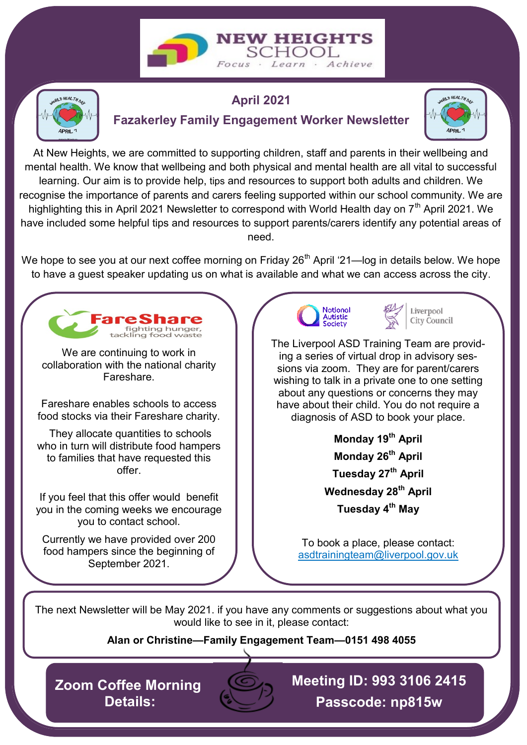# NEW HEIGHTS SCHOOL

*Focus · Learn · Achieve*

## April 2021

## Fazakerley Family Engagement Worker Newsletter

At New Heights, we are committed to supporting children, staff and parents in their wellbeing and mental health. We know that wellbeing and both physical and mental health are all vital to successful learning. Our aim is to provide help, tips and resources to support both adults and children. We recognise the importance of parents and carers feeling supported within our school community. We are highlighting this in April 2021 Newsletter to correspond with World Health day on 7th April 2021. We have included some helpful tips and resources to support parents/carers identify any potential areas of need.

We hope to see you at our next coffee morning on Friday 26th April '21—log in details below. We hope to have a guest speaker updating us on what is available and what we can access across the city.

### FareShare

fighting hunger, tackling food waste

We are continuing to work in collaboration with the national charity Fareshare.

Fareshare enables schools to access food stocks via their Fareshare charity.

They allocate quantities to schools who in turn will distribute food hampers to families that have requested this offer.

If you feel that this offer would benefit you in the coming weeks we encourage you to contact school.

Currently we have provided over 200 food hampers since the beginning of September 2021.

### National Autistic Society / Liverpool City Council

The Liverpool ASD Training Team are providing a series of virtual drop in advisory sessions via zoom. They are for parent/carers wishing to talk in a private one to one setting about any questions or concerns they may have about their child. You do not require a diagnosis of ASD to book your place.

**Monday 19th April**

**Monday 26th April**

**Tuesday 27th April**

**Wednesday 28th April**

**Tuesday 4th May**

To book a place, please contact:
asdtrainingteam@liverpool.gov.uk

The next Newsletter will be May 2021. if you have any comments or suggestions about what you would like to see in it, please contact:

**Alan or Christine—Family Engagement Team—0151 498 4055**

**Zoom Coffee Morning Details:**

**Meeting ID: 993 3106 2415**

**Passcode: np815w**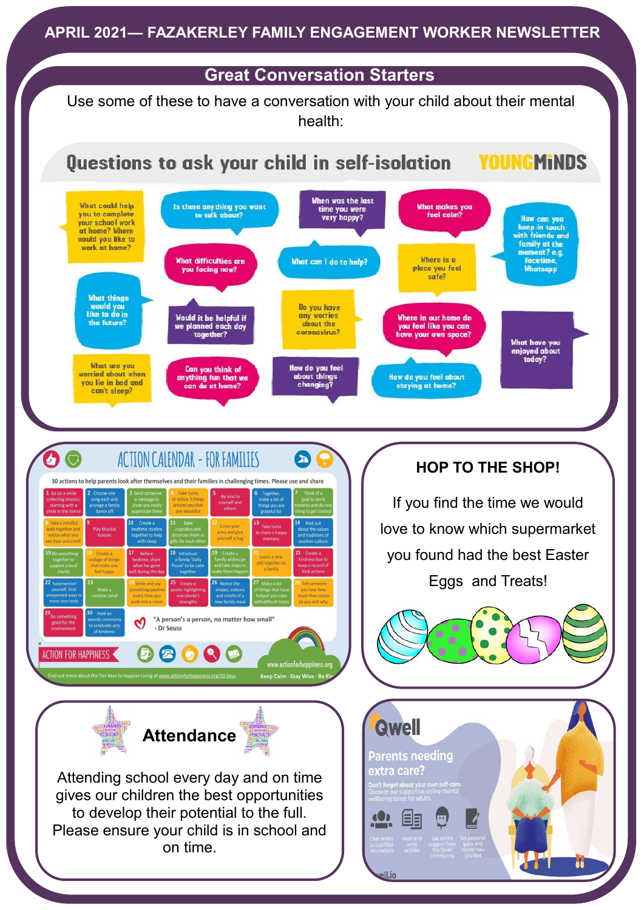# APRIL 2021— FAZAKERLEY FAMILY ENGAGEMENT WORKER NEWSLETTER

## Great Conversation Starters

Use some of these to have a conversation with your child about their mental health:

### Questions to ask your child in self-isolation

YOUNGMINDS

- What could help you to complete your school work at home? Where would you like to work at home?
- Is there anything you want to talk about?
- When was the last time you were very happy?
- What makes you feel calm?
- How can you keep in touch with friends and family at the moment? e.g. Facetime, Whatsapp
- What difficulties are you facing now?
- What can I do to help?
- Where is a place you feel safe?
- What things would you like to do in the future?
- Would it be helpful if we planned each day together?
- Do you have any worries about the coronavirus?
- Where in our home do you feel like you can have your own space?
- What have you enjoyed about today?
- What are you worried about when you lie in bed and can't sleep?
- Can you think of anything fun that we can do at home?
- How do you feel about things changing?
- How do you feel about staying at home?

## ACTION CALENDAR - FOR FAMILIES

30 actions to help parents look after themselves and their families in challenging times. Please use and share

| | | | | | | |
|---|---|---|---|---|---|---|
| 1 Go on a smile collecting mission, starting with a smile in the mirror | 2 Choose one song each and arrange a family dance off | 3 Send someone a message to show you really appreciate them | 4 Take turns to notice 3 things around you that are beautiful | 5 Be kind to yourself and others | 6 Together, make a list of things you are grateful for | 7 Think of a goal to work towards and do one thing to get started |
| 8 Take a mindful walk together and notice what you see hear and smell | 9 Play Musical Statues | 10 Create a bedtime routine together to help with sleep | 11 Bake cupcakes and decorate them as gifts for each other | 12 Cross your arms and give yourself a hug | 13 Take turns to share a happy memory | 14 Find out about the values and traditions of another culture |
| 15 Do something together to support a local charity | 16 Create a collage of things that make you feel happy | 17 Before bedtime, share what has gone well during the day | 18 Introduce a family 'Daily Pause' to be calm together | 19 Create a family wishes jar and take steps to make them happen | 20 Learn a new skill together as a family | 21 Create a kindness box to keep a record of kind actions |
| 22 'Surpriserise' yourself. Find unexpected ways to move your body | 23 Make a rainbow salad | 24 Smile and say something positive every time you walk into a room | 25 Create a poster highlighting everybody's strengths | 26 Notice the shapes, colours and smells of a new family meal | 27 Make a list of things that have helped you cope with difficult times | 28 Tell someone you love how much they mean to you and why |
| 29 Do something good for the environment | 30 Hold an awards ceremony to celebrate acts of kindness | | | | | |

"A person's a person, no matter how small" - Dr Seuss

ACTION FOR HAPPINESS

www.actionforhappiness.org

Keep Calm - Stay Wise - Be Kind

Find out more about the Ten Keys to Happier Living at www.actionforhappiness.org/10-keys

## HOP TO THE SHOP!

If you find the time we would love to know which supermarket you found had the best Easter Eggs and Treats!

## Attendance

Attending school every day and on time gives our children the best opportunities to develop their potential to the full. Please ensure your child is in school and on time.

## Qwell

**Parents needing extra care?**

Don't forget about your own self-care. Discover our supportive online mental wellbeing space for adults.

- Chat online to qualified counsellors
- Read and write articles
- Get online support from the Qwell community
- Set personal goals and record how you feel

qwell.io